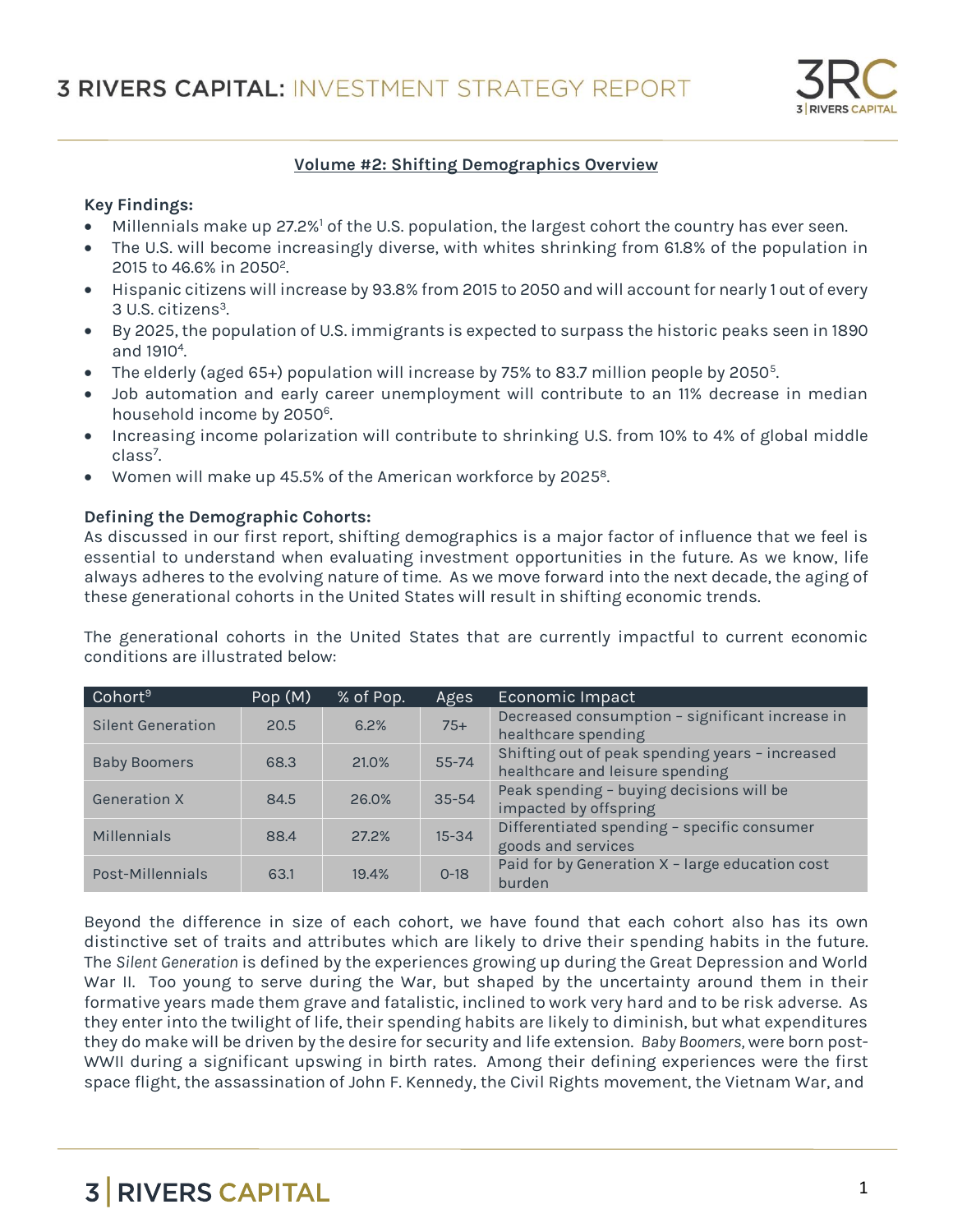# 3 RIVERS CAPITAL: INVESTMENT STRATEGY REPORT

## Volume #2: Shifting Demographics Overview

**Key Findings:**

- Millennials make up 27.2%[1] of the U.S. population, the largest cohort the country has ever seen.
- The U.S. will become increasingly diverse, with whites shrinking from 61.8% of the population in 2015 to 46.6% in 2050[2].
- Hispanic citizens will increase by 93.8% from 2015 to 2050 and will account for nearly 1 out of every 3 U.S. citizens[3].
- By 2025, the population of U.S. immigrants is expected to surpass the historic peaks seen in 1890 and 1910[4].
- The elderly (aged 65+) population will increase by 75% to 83.7 million people by 2050[5].
- Job automation and early career unemployment will contribute to an 11% decrease in median household income by 2050[6].
- Increasing income polarization will contribute to shrinking U.S. from 10% to 4% of global middle class[7].
- Women will make up 45.5% of the American workforce by 2025[8].

**Defining the Demographic Cohorts:**

As discussed in our first report, shifting demographics is a major factor of influence that we feel is essential to understand when evaluating investment opportunities in the future. As we know, life always adheres to the evolving nature of time. As we move forward into the next decade, the aging of these generational cohorts in the United States will result in shifting economic trends.

The generational cohorts in the United States that are currently impactful to current economic conditions are illustrated below:

| Cohort[9] | Pop (M) | % of Pop. | Ages | Economic Impact |
|---|---|---|---|---|
| Silent Generation | 20.5 | 6.2% | 75+ | Decreased consumption – significant increase in healthcare spending |
| Baby Boomers | 68.3 | 21.0% | 55-74 | Shifting out of peak spending years – increased healthcare and leisure spending |
| Generation X | 84.5 | 26.0% | 35-54 | Peak spending – buying decisions will be impacted by offspring |
| Millennials | 88.4 | 27.2% | 15-34 | Differentiated spending – specific consumer goods and services |
| Post-Millennials | 63.1 | 19.4% | 0-18 | Paid for by Generation X – large education cost burden |

Beyond the difference in size of each cohort, we have found that each cohort also has its own distinctive set of traits and attributes which are likely to drive their spending habits in the future. The *Silent Generation* is defined by the experiences growing up during the Great Depression and World War II. Too young to serve during the War, but shaped by the uncertainty around them in their formative years made them grave and fatalistic, inclined to work very hard and to be risk adverse. As they enter into the twilight of life, their spending habits are likely to diminish, but what expenditures they do make will be driven by the desire for security and life extension. *Baby Boomers,* were born post-WWII during a significant upswing in birth rates. Among their defining experiences were the first space flight, the assassination of John F. Kennedy, the Civil Rights movement, the Vietnam War, and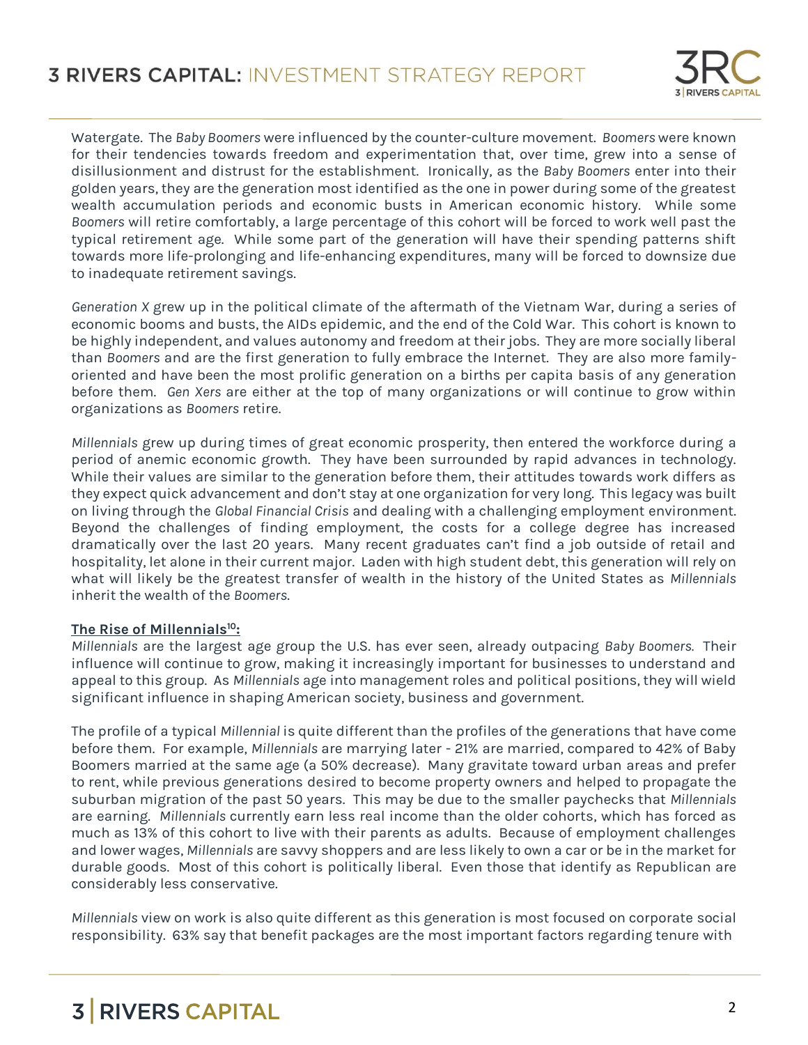Watergate. The *Baby Boomers* were influenced by the counter-culture movement. *Boomers* were known for their tendencies towards freedom and experimentation that, over time, grew into a sense of disillusionment and distrust for the establishment. Ironically, as the *Baby Boomers* enter into their golden years, they are the generation most identified as the one in power during some of the greatest wealth accumulation periods and economic busts in American economic history. While some *Boomers* will retire comfortably, a large percentage of this cohort will be forced to work well past the typical retirement age. While some part of the generation will have their spending patterns shift towards more life-prolonging and life-enhancing expenditures, many will be forced to downsize due to inadequate retirement savings.

*Generation X* grew up in the political climate of the aftermath of the Vietnam War, during a series of economic booms and busts, the AIDs epidemic, and the end of the Cold War. This cohort is known to be highly independent, and values autonomy and freedom at their jobs. They are more socially liberal than *Boomers* and are the first generation to fully embrace the Internet. They are also more family-oriented and have been the most prolific generation on a births per capita basis of any generation before them. *Gen Xers* are either at the top of many organizations or will continue to grow within organizations as *Boomers* retire.

*Millennials* grew up during times of great economic prosperity, then entered the workforce during a period of anemic economic growth. They have been surrounded by rapid advances in technology. While their values are similar to the generation before them, their attitudes towards work differs as they expect quick advancement and don't stay at one organization for very long. This legacy was built on living through the *Global Financial Crisis* and dealing with a challenging employment environment. Beyond the challenges of finding employment, the costs for a college degree has increased dramatically over the last 20 years. Many recent graduates can't find a job outside of retail and hospitality, let alone in their current major. Laden with high student debt, this generation will rely on what will likely be the greatest transfer of wealth in the history of the United States as *Millennials* inherit the wealth of the *Boomers*.

**The Rise of Millennials[10]:**

*Millennials* are the largest age group the U.S. has ever seen, already outpacing *Baby Boomers*. Their influence will continue to grow, making it increasingly important for businesses to understand and appeal to this group. As *Millennials* age into management roles and political positions, they will wield significant influence in shaping American society, business and government.

The profile of a typical *Millennial* is quite different than the profiles of the generations that have come before them. For example, *Millennials* are marrying later - 21% are married, compared to 42% of Baby Boomers married at the same age (a 50% decrease). Many gravitate toward urban areas and prefer to rent, while previous generations desired to become property owners and helped to propagate the suburban migration of the past 50 years. This may be due to the smaller paychecks that *Millennials* are earning. *Millennials* currently earn less real income than the older cohorts, which has forced as much as 13% of this cohort to live with their parents as adults. Because of employment challenges and lower wages, *Millennials* are savvy shoppers and are less likely to own a car or be in the market for durable goods. Most of this cohort is politically liberal. Even those that identify as Republican are considerably less conservative.

*Millennials* view on work is also quite different as this generation is most focused on corporate social responsibility. 63% say that benefit packages are the most important factors regarding tenure with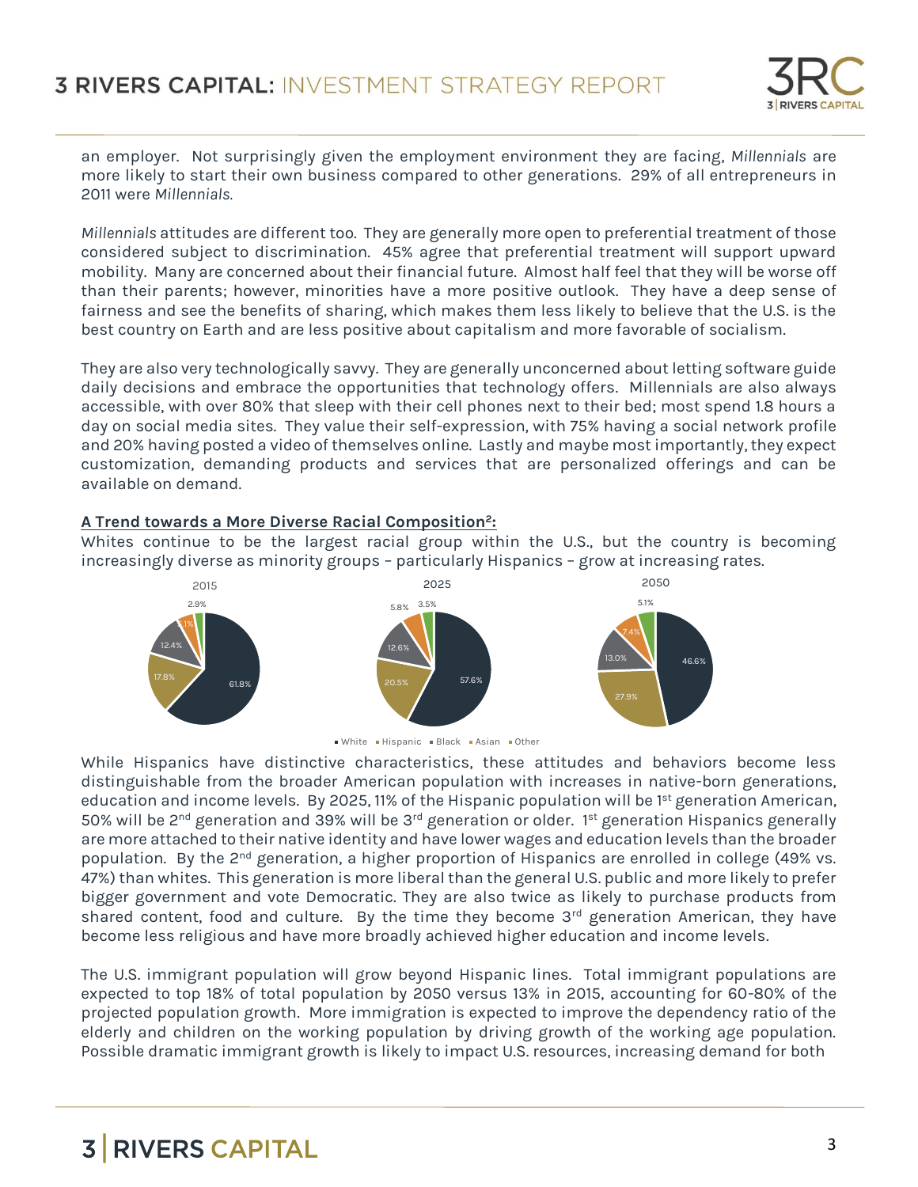an employer. Not surprisingly given the employment environment they are facing, *Millennials* are more likely to start their own business compared to other generations. 29% of all entrepreneurs in 2011 were *Millennials*.

*Millennials* attitudes are different too. They are generally more open to preferential treatment of those considered subject to discrimination. 45% agree that preferential treatment will support upward mobility. Many are concerned about their financial future. Almost half feel that they will be worse off than their parents; however, minorities have a more positive outlook. They have a deep sense of fairness and see the benefits of sharing, which makes them less likely to believe that the U.S. is the best country on Earth and are less positive about capitalism and more favorable of socialism.

They are also very technologically savvy. They are generally unconcerned about letting software guide daily decisions and embrace the opportunities that technology offers. Millennials are also always accessible, with over 80% that sleep with their cell phones next to their bed; most spend 1.8 hours a day on social media sites. They value their self-expression, with 75% having a social network profile and 20% having posted a video of themselves online. Lastly and maybe most importantly, they expect customization, demanding products and services that are personalized offerings and can be available on demand.

**A Trend towards a More Diverse Racial Composition[2]:**

Whites continue to be the largest racial group within the U.S., but the country is becoming increasingly diverse as minority groups – particularly Hispanics – grow at increasing rates.

| | 2015 | 2025 | 2050 |
|---|---|---|---|
| White | 61.8% | 57.6% | 46.6% |
| Hispanic | 17.8% | 20.5% | 27.9% |
| Black | 12.4% | 12.6% | 13.0% |
| Asian | 5.1% | 5.8% | 7.4% |
| Other | 2.9% | 3.5% | 5.1% |

While Hispanics have distinctive characteristics, these attitudes and behaviors become less distinguishable from the broader American population with increases in native-born generations, education and income levels. By 2025, 11% of the Hispanic population will be 1st generation American, 50% will be 2nd generation and 39% will be 3rd generation or older. 1st generation Hispanics generally are more attached to their native identity and have lower wages and education levels than the broader population. By the 2nd generation, a higher proportion of Hispanics are enrolled in college (49% vs. 47%) than whites. This generation is more liberal than the general U.S. public and more likely to prefer bigger government and vote Democratic. They are also twice as likely to purchase products from shared content, food and culture. By the time they become 3rd generation American, they have become less religious and have more broadly achieved higher education and income levels.

The U.S. immigrant population will grow beyond Hispanic lines. Total immigrant populations are expected to top 18% of total population by 2050 versus 13% in 2015, accounting for 60-80% of the projected population growth. More immigration is expected to improve the dependency ratio of the elderly and children on the working population by driving growth of the working age population. Possible dramatic immigrant growth is likely to impact U.S. resources, increasing demand for both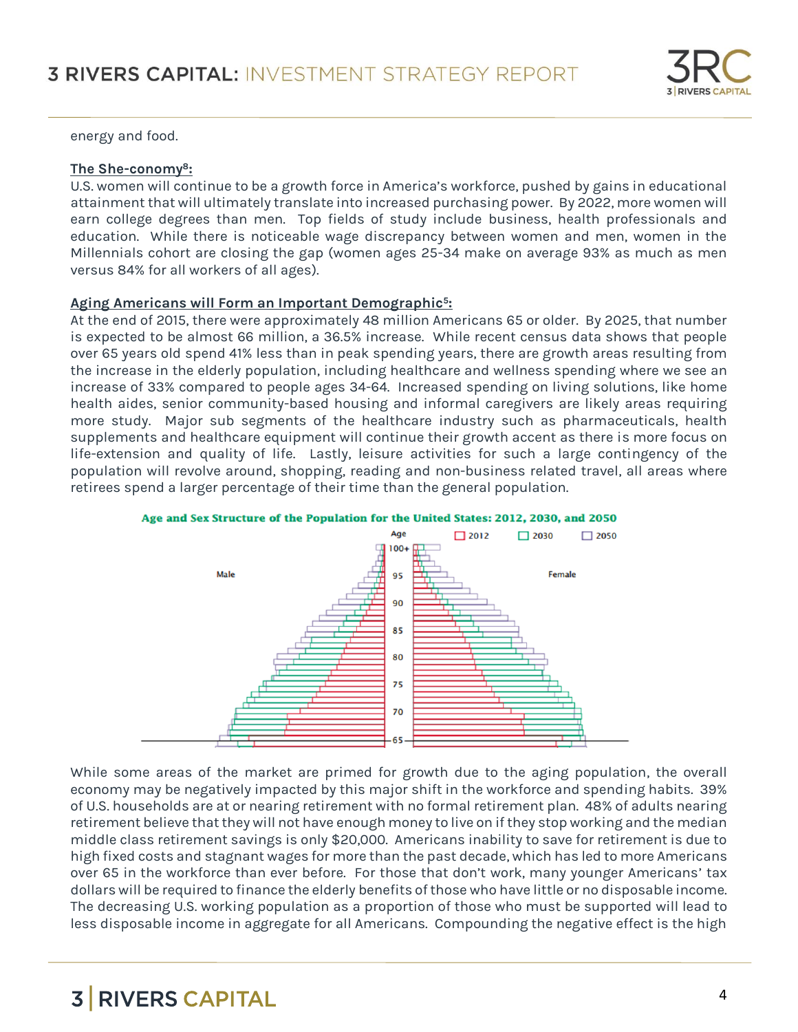energy and food.

**The She-conomy[8]:**
U.S. women will continue to be a growth force in America's workforce, pushed by gains in educational attainment that will ultimately translate into increased purchasing power. By 2022, more women will earn college degrees than men. Top fields of study include business, health professionals and education. While there is noticeable wage discrepancy between women and men, women in the Millennials cohort are closing the gap (women ages 25-34 make on average 93% as much as men versus 84% for all workers of all ages).

**Aging Americans will Form an Important Demographic[5]:**
At the end of 2015, there were approximately 48 million Americans 65 or older. By 2025, that number is expected to be almost 66 million, a 36.5% increase. While recent census data shows that people over 65 years old spend 41% less than in peak spending years, there are growth areas resulting from the increase in the elderly population, including healthcare and wellness spending where we see an increase of 33% compared to people ages 34-64. Increased spending on living solutions, like home health aides, senior community-based housing and informal caregivers are likely areas requiring more study. Major sub segments of the healthcare industry such as pharmaceuticals, health supplements and healthcare equipment will continue their growth accent as there is more focus on life-extension and quality of life. Lastly, leisure activities for such a large contingency of the population will revolve around, shopping, reading and non-business related travel, all areas where retirees spend a larger percentage of their time than the general population.

Age and Sex Structure of the Population for the United States: 2012, 2030, and 2050

While some areas of the market are primed for growth due to the aging population, the overall economy may be negatively impacted by this major shift in the workforce and spending habits. 39% of U.S. households are at or nearing retirement with no formal retirement plan. 48% of adults nearing retirement believe that they will not have enough money to live on if they stop working and the median middle class retirement savings is only $20,000. Americans inability to save for retirement is due to high fixed costs and stagnant wages for more than the past decade, which has led to more Americans over 65 in the workforce than ever before. For those that don't work, many younger Americans' tax dollars will be required to finance the elderly benefits of those who have little or no disposable income. The decreasing U.S. working population as a proportion of those who must be supported will lead to less disposable income in aggregate for all Americans. Compounding the negative effect is the high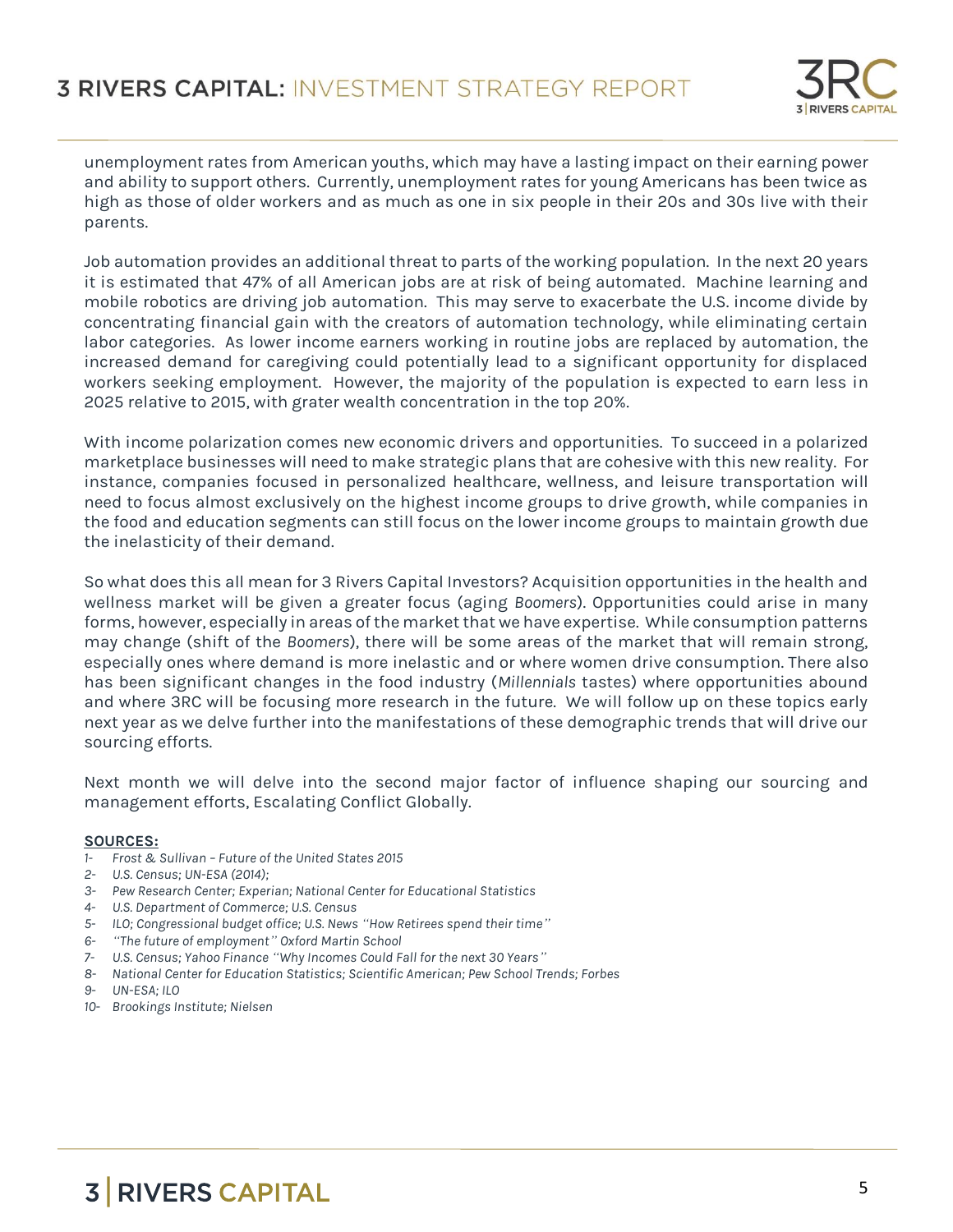unemployment rates from American youths, which may have a lasting impact on their earning power and ability to support others. Currently, unemployment rates for young Americans has been twice as high as those of older workers and as much as one in six people in their 20s and 30s live with their parents.

Job automation provides an additional threat to parts of the working population. In the next 20 years it is estimated that 47% of all American jobs are at risk of being automated. Machine learning and mobile robotics are driving job automation. This may serve to exacerbate the U.S. income divide by concentrating financial gain with the creators of automation technology, while eliminating certain labor categories. As lower income earners working in routine jobs are replaced by automation, the increased demand for caregiving could potentially lead to a significant opportunity for displaced workers seeking employment. However, the majority of the population is expected to earn less in 2025 relative to 2015, with grater wealth concentration in the top 20%.

With income polarization comes new economic drivers and opportunities. To succeed in a polarized marketplace businesses will need to make strategic plans that are cohesive with this new reality. For instance, companies focused in personalized healthcare, wellness, and leisure transportation will need to focus almost exclusively on the highest income groups to drive growth, while companies in the food and education segments can still focus on the lower income groups to maintain growth due the inelasticity of their demand.

So what does this all mean for 3 Rivers Capital Investors? Acquisition opportunities in the health and wellness market will be given a greater focus (aging *Boomers*). Opportunities could arise in many forms, however, especially in areas of the market that we have expertise. While consumption patterns may change (shift of the *Boomers*), there will be some areas of the market that will remain strong, especially ones where demand is more inelastic and or where women drive consumption. There also has been significant changes in the food industry (*Millennials* tastes) where opportunities abound and where 3RC will be focusing more research in the future. We will follow up on these topics early next year as we delve further into the manifestations of these demographic trends that will drive our sourcing efforts.

Next month we will delve into the second major factor of influence shaping our sourcing and management efforts, Escalating Conflict Globally.

**SOURCES:**

1- *Frost & Sullivan – Future of the United States 2015*
2- *U.S. Census; UN-ESA (2014);*
3- *Pew Research Center; Experian; National Center for Educational Statistics*
4- *U.S. Department of Commerce; U.S. Census*
5- *ILO; Congressional budget office; U.S. News "How Retirees spend their time"*
6- *"The future of employment" Oxford Martin School*
7- *U.S. Census; Yahoo Finance "Why Incomes Could Fall for the next 30 Years"*
8- *National Center for Education Statistics; Scientific American; Pew School Trends; Forbes*
9- *UN-ESA; ILO*
10- *Brookings Institute; Nielsen*